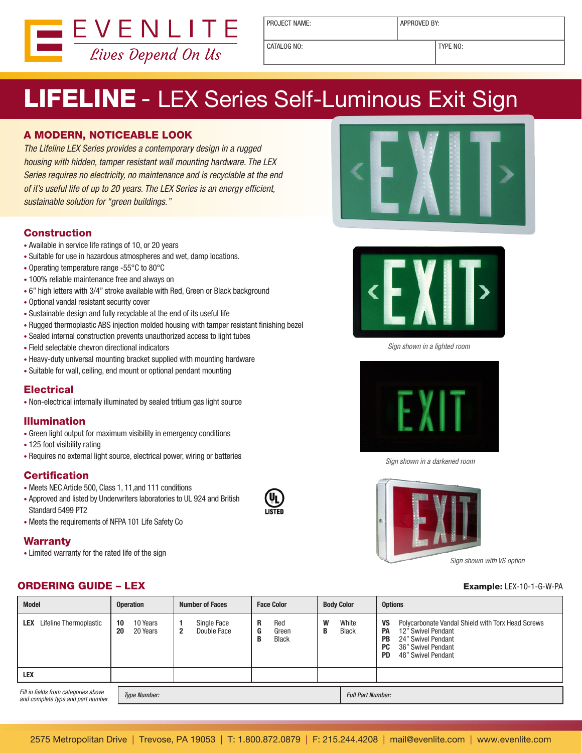EVENLITE
*Lives Depend On Us*

| PROJECT NAME: | APPROVED BY: |
|---|---|
| CATALOG NO: | TYPE NO: |

# LIFELINE - LEX Series Self-Luminous Exit Sign

## A MODERN, NOTICEABLE LOOK

*The Lifeline LEX Series provides a contemporary design in a rugged housing with hidden, tamper resistant wall mounting hardware. The LEX Series requires no electricity, no maintenance and is recyclable at the end of it's useful life of up to 20 years. The LEX Series is an energy efficient, sustainable solution for "green buildings."*

## Construction

- Available in service life ratings of 10, or 20 years
- Suitable for use in hazardous atmospheres and wet, damp locations.
- Operating temperature range -55°C to 80°C
- 100% reliable maintenance free and always on
- 6" high letters with 3/4" stroke available with Red, Green or Black background
- Optional vandal resistant security cover
- Sustainable design and fully recyclable at the end of its useful life
- Rugged thermoplastic ABS injection molded housing with tamper resistant finishing bezel
- Sealed internal construction prevents unauthorized access to light tubes
- Field selectable chevron directional indicators
- Heavy-duty universal mounting bracket supplied with mounting hardware
- Suitable for wall, ceiling, end mount or optional pendant mounting

## Electrical

- Non-electrical internally illuminated by sealed tritium gas light source

## Illumination

- Green light output for maximum visibility in emergency conditions
- 125 foot visibility rating
- Requires no external light source, electrical power, wiring or batteries

## Certification

- Meets NEC Article 500, Class 1, 11,and 111 conditions
- Approved and listed by Underwriters laboratories to UL 924 and British Standard 5499 PT2
- Meets the requirements of NFPA 101 Life Safety Co

UL LISTED

## Warranty

- Limited warranty for the rated life of the sign

*Sign shown in a lighted room*

*Sign shown in a darkened room*

*Sign shown with VS option*

## ORDERING GUIDE – LEX

**Example:** LEX-10-1-G-W-PA

| Model | Operation | Number of Faces | Face Color | Body Color | Options |
|---|---|---|---|---|---|
| **LEX** Lifeline Thermoplastic | **10** 10 Years<br>**20** 20 Years | **1** Single Face<br>**2** Double Face | **R** Red<br>**G** Green<br>**B** Black | **W** White<br>**B** Black | **VS** Polycarbonate Vandal Shield with Torx Head Screws<br>**PA** 12" Swivel Pendant<br>**PB** 24" Swivel Pendant<br>**PC** 36" Swivel Pendant<br>**PD** 48" Swivel Pendant |
| **LEX** | | | | | |

*Fill in fields from categories above and complete type and part number.*

| *Type Number:* | *Full Part Number:* |
|---|---|

2575 Metropolitan Drive | Trevose, PA 19053 | T: 1.800.872.0879 | F: 215.244.4208 | mail@evenlite.com | www.evenlite.com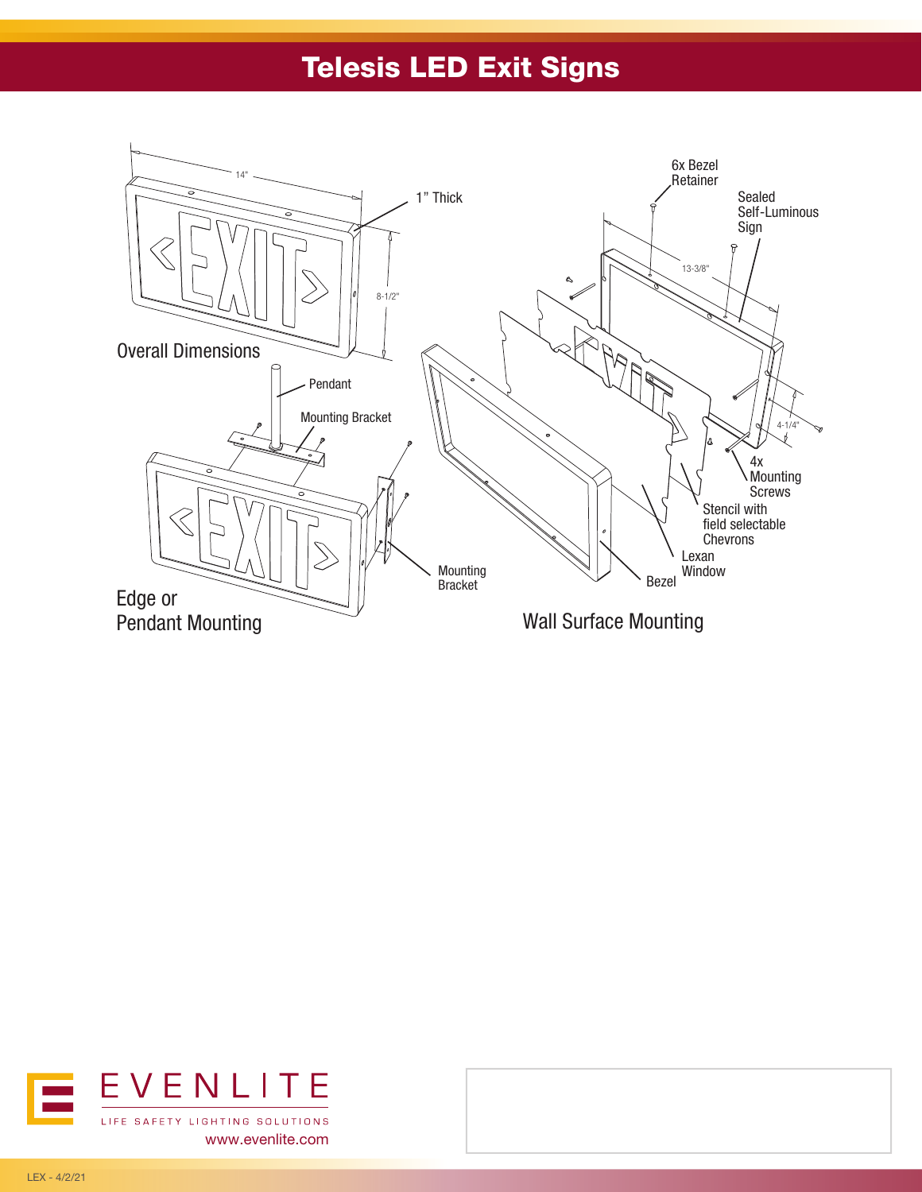# Telesis LED Exit Signs

14"

1" Thick

8-1/2"

Overall Dimensions

Pendant

Mounting Bracket

Mounting Bracket

Edge or Pendant Mounting

6x Bezel Retainer

Sealed Self-Luminous Sign

13-3/8"

4-1/4"

4x Mounting Screws

Stencil with field selectable Chevrons

Lexan Window

Bezel

Wall Surface Mounting

EVENLITE

LIFE SAFETY LIGHTING SOLUTIONS

www.evenlite.com

LEX - 4/2/21